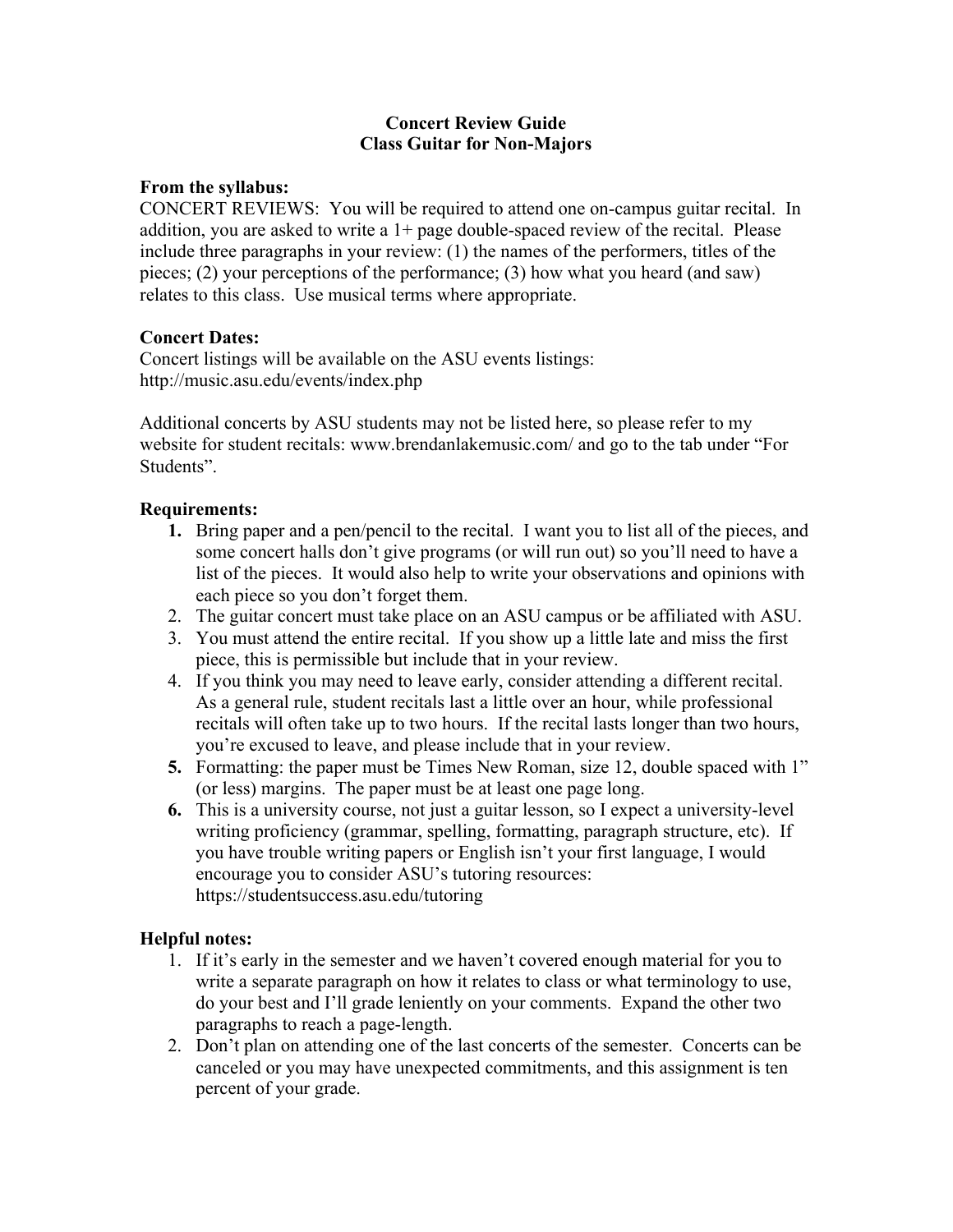# Concert Review Guide
## Class Guitar for Non-Majors

**From the syllabus:**
CONCERT REVIEWS: You will be required to attend one on-campus guitar recital. In addition, you are asked to write a 1+ page double-spaced review of the recital. Please include three paragraphs in your review: (1) the names of the performers, titles of the pieces; (2) your perceptions of the performance; (3) how what you heard (and saw) relates to this class. Use musical terms where appropriate.

**Concert Dates:**
Concert listings will be available on the ASU events listings: http://music.asu.edu/events/index.php

Additional concerts by ASU students may not be listed here, so please refer to my website for student recitals: www.brendanlakemusic.com/ and go to the tab under "For Students".

**Requirements:**

1. Bring paper and a pen/pencil to the recital. I want you to list all of the pieces, and some concert halls don't give programs (or will run out) so you'll need to have a list of the pieces. It would also help to write your observations and opinions with each piece so you don't forget them.
2. The guitar concert must take place on an ASU campus or be affiliated with ASU.
3. You must attend the entire recital. If you show up a little late and miss the first piece, this is permissible but include that in your review.
4. If you think you may need to leave early, consider attending a different recital. As a general rule, student recitals last a little over an hour, while professional recitals will often take up to two hours. If the recital lasts longer than two hours, you're excused to leave, and please include that in your review.
5. Formatting: the paper must be Times New Roman, size 12, double spaced with 1" (or less) margins. The paper must be at least one page long.
6. This is a university course, not just a guitar lesson, so I expect a university-level writing proficiency (grammar, spelling, formatting, paragraph structure, etc). If you have trouble writing papers or English isn't your first language, I would encourage you to consider ASU's tutoring resources: https://studentsuccess.asu.edu/tutoring

**Helpful notes:**

1. If it's early in the semester and we haven't covered enough material for you to write a separate paragraph on how it relates to class or what terminology to use, do your best and I'll grade leniently on your comments. Expand the other two paragraphs to reach a page-length.
2. Don't plan on attending one of the last concerts of the semester. Concerts can be canceled or you may have unexpected commitments, and this assignment is ten percent of your grade.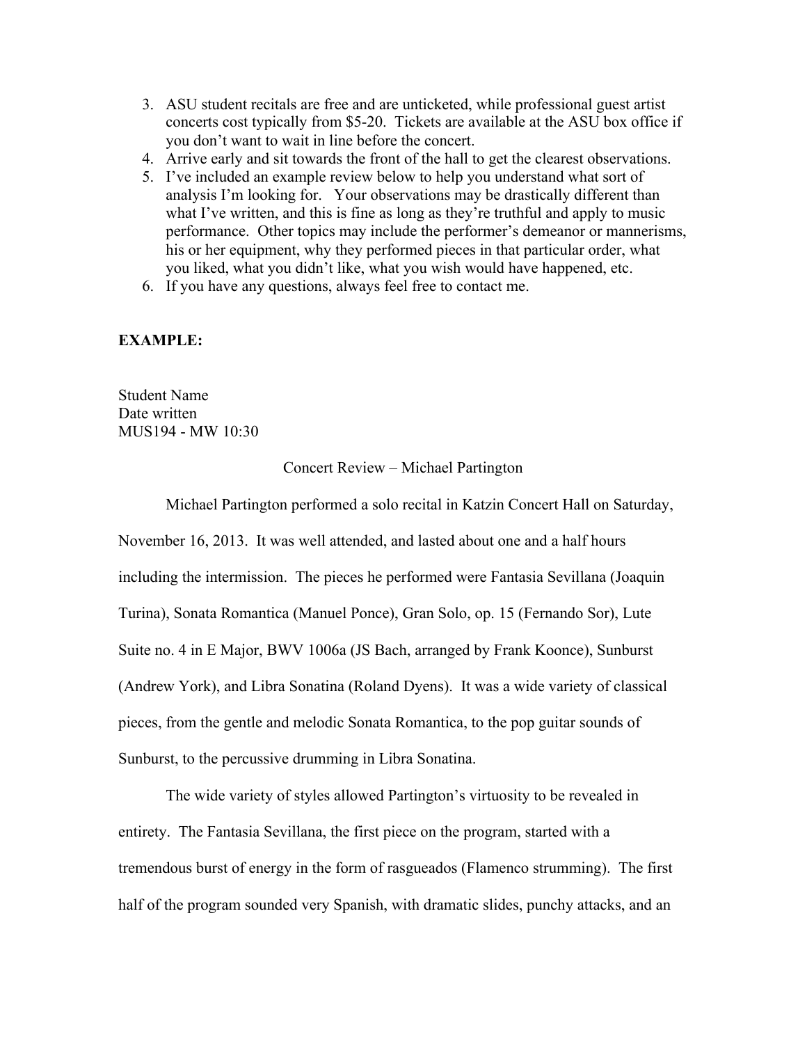3. ASU student recitals are free and are unticketed, while professional guest artist concerts cost typically from $5-20. Tickets are available at the ASU box office if you don't want to wait in line before the concert.
4. Arrive early and sit towards the front of the hall to get the clearest observations.
5. I've included an example review below to help you understand what sort of analysis I'm looking for. Your observations may be drastically different than what I've written, and this is fine as long as they're truthful and apply to music performance. Other topics may include the performer's demeanor or mannerisms, his or her equipment, why they performed pieces in that particular order, what you liked, what you didn't like, what you wish would have happened, etc.
6. If you have any questions, always feel free to contact me.

**EXAMPLE:**

Student Name
Date written
MUS194 - MW 10:30

Concert Review – Michael Partington

Michael Partington performed a solo recital in Katzin Concert Hall on Saturday, November 16, 2013. It was well attended, and lasted about one and a half hours including the intermission. The pieces he performed were Fantasia Sevillana (Joaquin Turina), Sonata Romantica (Manuel Ponce), Gran Solo, op. 15 (Fernando Sor), Lute Suite no. 4 in E Major, BWV 1006a (JS Bach, arranged by Frank Koonce), Sunburst (Andrew York), and Libra Sonatina (Roland Dyens). It was a wide variety of classical pieces, from the gentle and melodic Sonata Romantica, to the pop guitar sounds of Sunburst, to the percussive drumming in Libra Sonatina.

The wide variety of styles allowed Partington's virtuosity to be revealed in entirety. The Fantasia Sevillana, the first piece on the program, started with a tremendous burst of energy in the form of rasgueados (Flamenco strumming). The first half of the program sounded very Spanish, with dramatic slides, punchy attacks, and an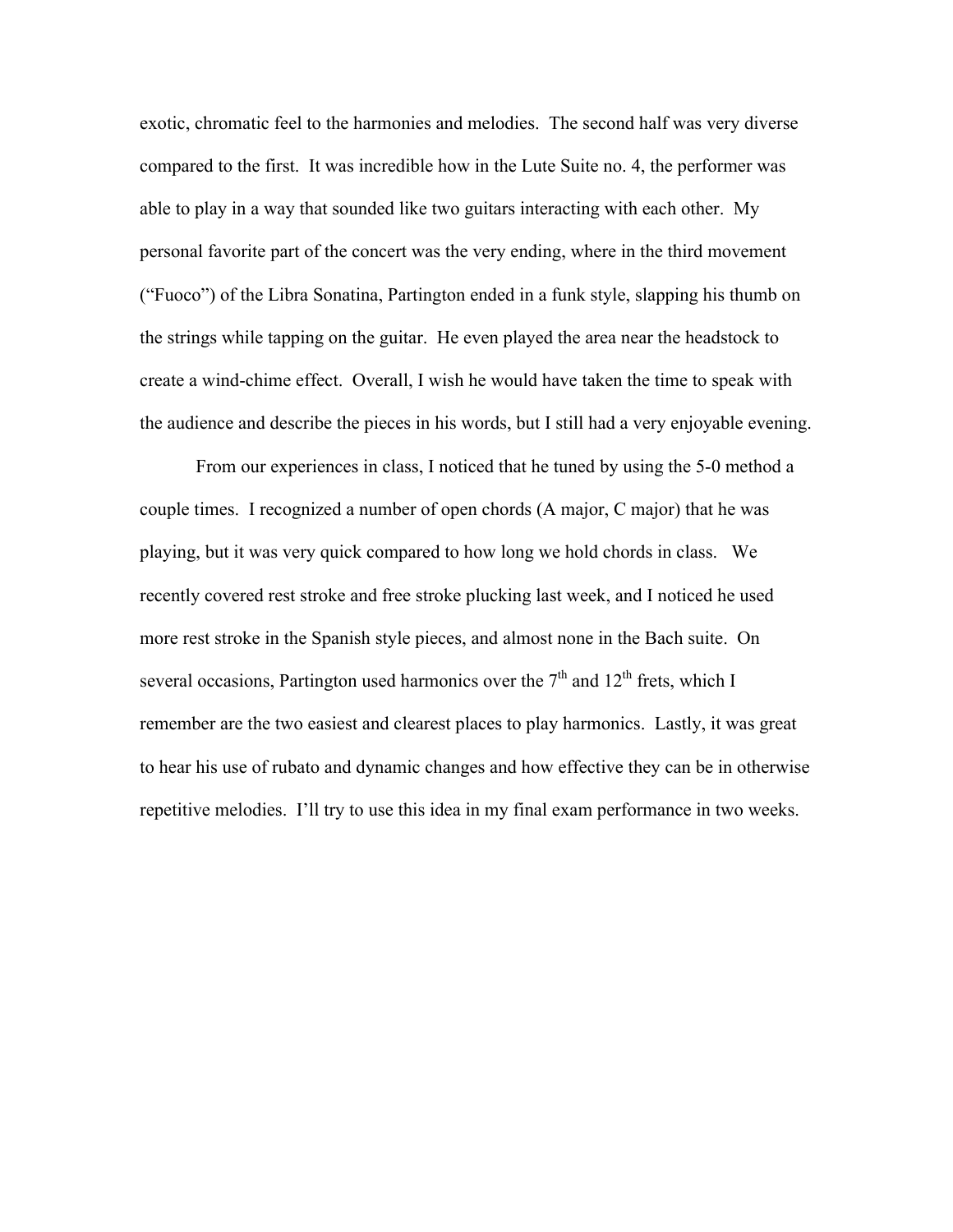exotic, chromatic feel to the harmonies and melodies. The second half was very diverse compared to the first. It was incredible how in the Lute Suite no. 4, the performer was able to play in a way that sounded like two guitars interacting with each other. My personal favorite part of the concert was the very ending, where in the third movement ("Fuoco") of the Libra Sonatina, Partington ended in a funk style, slapping his thumb on the strings while tapping on the guitar. He even played the area near the headstock to create a wind-chime effect. Overall, I wish he would have taken the time to speak with the audience and describe the pieces in his words, but I still had a very enjoyable evening.

From our experiences in class, I noticed that he tuned by using the 5-0 method a couple times. I recognized a number of open chords (A major, C major) that he was playing, but it was very quick compared to how long we hold chords in class. We recently covered rest stroke and free stroke plucking last week, and I noticed he used more rest stroke in the Spanish style pieces, and almost none in the Bach suite. On several occasions, Partington used harmonics over the 7th and 12th frets, which I remember are the two easiest and clearest places to play harmonics. Lastly, it was great to hear his use of rubato and dynamic changes and how effective they can be in otherwise repetitive melodies. I'll try to use this idea in my final exam performance in two weeks.